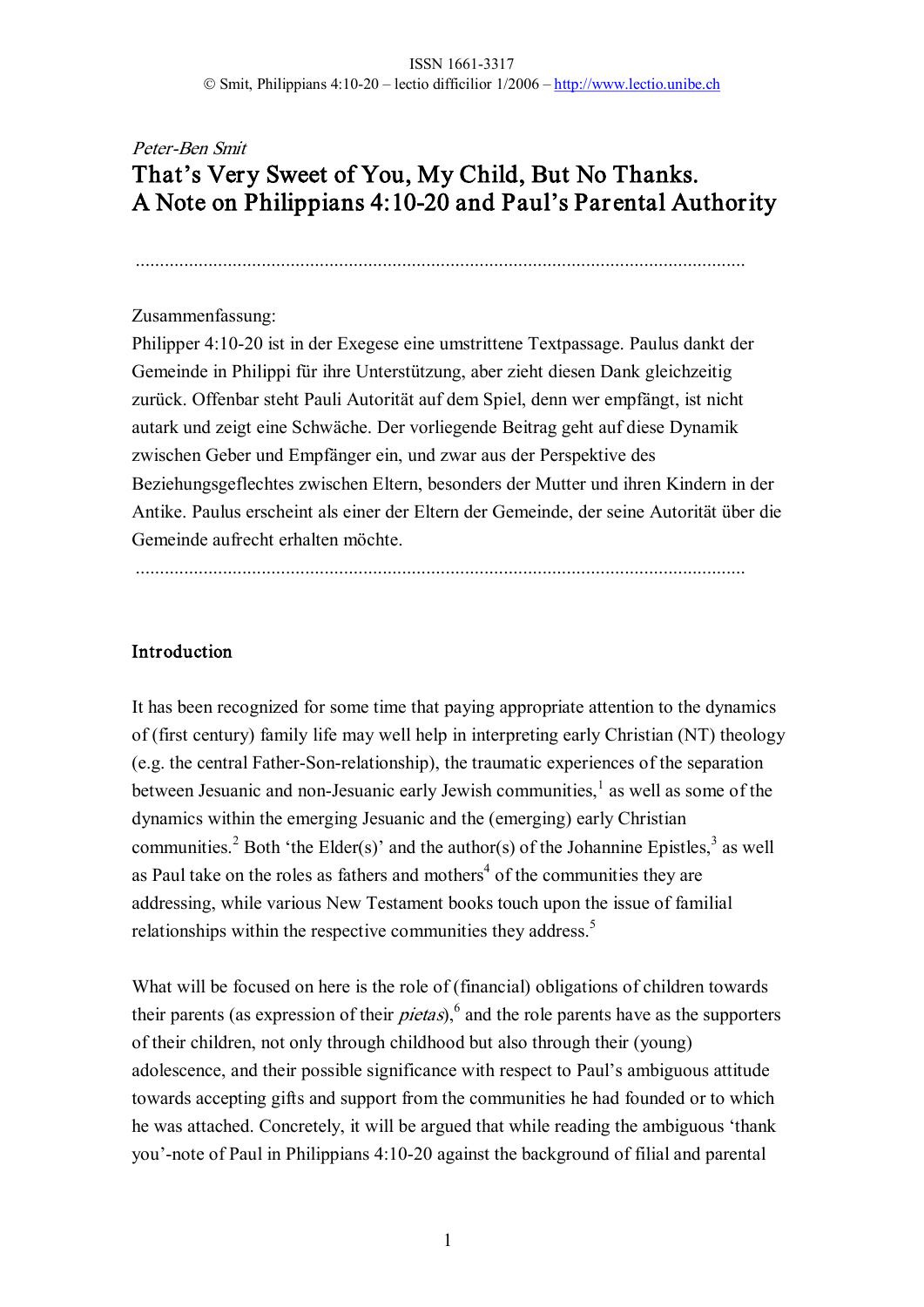*Peter-Ben Smit*

# That's Very Sweet of You, My Child, But No Thanks. A Note on Philippians 4:10-20 and Paul's Parental Authority

Zusammenfassung:

Philipper 4:10-20 ist in der Exegese eine umstrittene Textpassage. Paulus dankt der Gemeinde in Philippi für ihre Unterstützung, aber zieht diesen Dank gleichzeitig zurück. Offenbar steht Pauli Autorität auf dem Spiel, denn wer empfängt, ist nicht autark und zeigt eine Schwäche. Der vorliegende Beitrag geht auf diese Dynamik zwischen Geber und Empfänger ein, und zwar aus der Perspektive des Beziehungsgeflechtes zwischen Eltern, besonders der Mutter und ihren Kindern in der Antike. Paulus erscheint als einer der Eltern der Gemeinde, der seine Autorität über die Gemeinde aufrecht erhalten möchte.

## Introduction

It has been recognized for some time that paying appropriate attention to the dynamics of (first century) family life may well help in interpreting early Christian (NT) theology (e.g. the central Father-Son-relationship), the traumatic experiences of the separation between Jesuanic and non-Jesuanic early Jewish communities,[1] as well as some of the dynamics within the emerging Jesuanic and the (emerging) early Christian communities.[2] Both 'the Elder(s)' and the author(s) of the Johannine Epistles,[3] as well as Paul take on the roles as fathers and mothers[4] of the communities they are addressing, while various New Testament books touch upon the issue of familial relationships within the respective communities they address.[5]

What will be focused on here is the role of (financial) obligations of children towards their parents (as expression of their *pietas*),[6] and the role parents have as the supporters of their children, not only through childhood but also through their (young) adolescence, and their possible significance with respect to Paul's ambiguous attitude towards accepting gifts and support from the communities he had founded or to which he was attached. Concretely, it will be argued that while reading the ambiguous 'thank you'-note of Paul in Philippians 4:10-20 against the background of filial and parental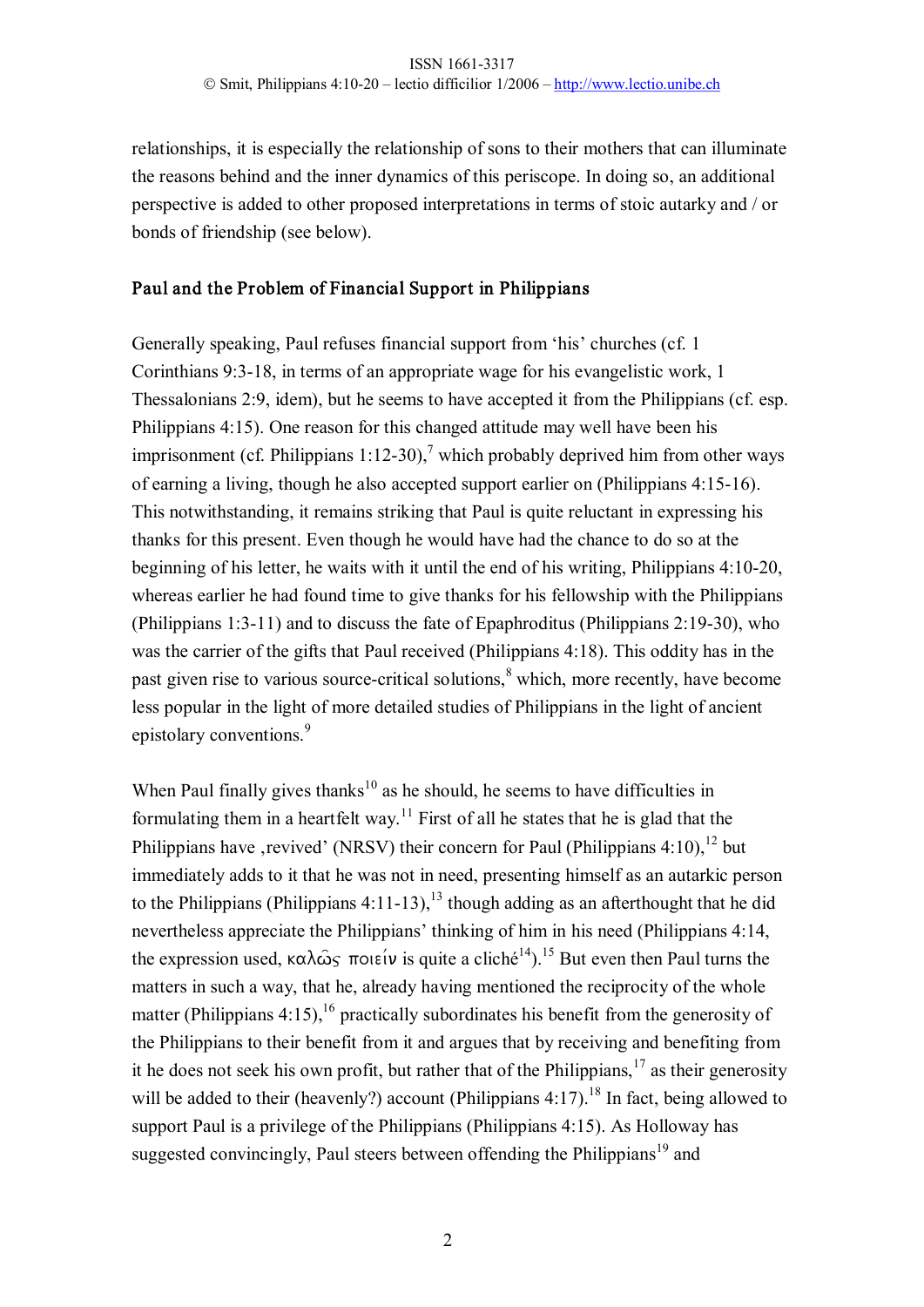relationships, it is especially the relationship of sons to their mothers that can illuminate the reasons behind and the inner dynamics of this periscope. In doing so, an additional perspective is added to other proposed interpretations in terms of stoic autarky and / or bonds of friendship (see below).

## Paul and the Problem of Financial Support in Philippians

Generally speaking, Paul refuses financial support from 'his' churches (cf. 1 Corinthians 9:3-18, in terms of an appropriate wage for his evangelistic work, 1 Thessalonians 2:9, idem), but he seems to have accepted it from the Philippians (cf. esp. Philippians 4:15). One reason for this changed attitude may well have been his imprisonment (cf. Philippians 1:12-30),[7] which probably deprived him from other ways of earning a living, though he also accepted support earlier on (Philippians 4:15-16). This notwithstanding, it remains striking that Paul is quite reluctant in expressing his thanks for this present. Even though he would have had the chance to do so at the beginning of his letter, he waits with it until the end of his writing, Philippians 4:10-20, whereas earlier he had found time to give thanks for his fellowship with the Philippians (Philippians 1:3-11) and to discuss the fate of Epaphroditus (Philippians 2:19-30), who was the carrier of the gifts that Paul received (Philippians 4:18). This oddity has in the past given rise to various source-critical solutions,[8] which, more recently, have become less popular in the light of more detailed studies of Philippians in the light of ancient epistolary conventions.[9]

When Paul finally gives thanks[10] as he should, he seems to have difficulties in formulating them in a heartfelt way.[11] First of all he states that he is glad that the Philippians have ‚revived' (NRSV) their concern for Paul (Philippians 4:10),[12] but immediately adds to it that he was not in need, presenting himself as an autarkic person to the Philippians (Philippians 4:11-13),[13] though adding as an afterthought that he did nevertheless appreciate the Philippians' thinking of him in his need (Philippians 4:14, the expression used, καλῶς ποιείν is quite a cliché[14]).[15] But even then Paul turns the matters in such a way, that he, already having mentioned the reciprocity of the whole matter (Philippians 4:15),[16] practically subordinates his benefit from the generosity of the Philippians to their benefit from it and argues that by receiving and benefiting from it he does not seek his own profit, but rather that of the Philippians,[17] as their generosity will be added to their (heavenly?) account (Philippians 4:17).[18] In fact, being allowed to support Paul is a privilege of the Philippians (Philippians 4:15). As Holloway has suggested convincingly, Paul steers between offending the Philippians[19] and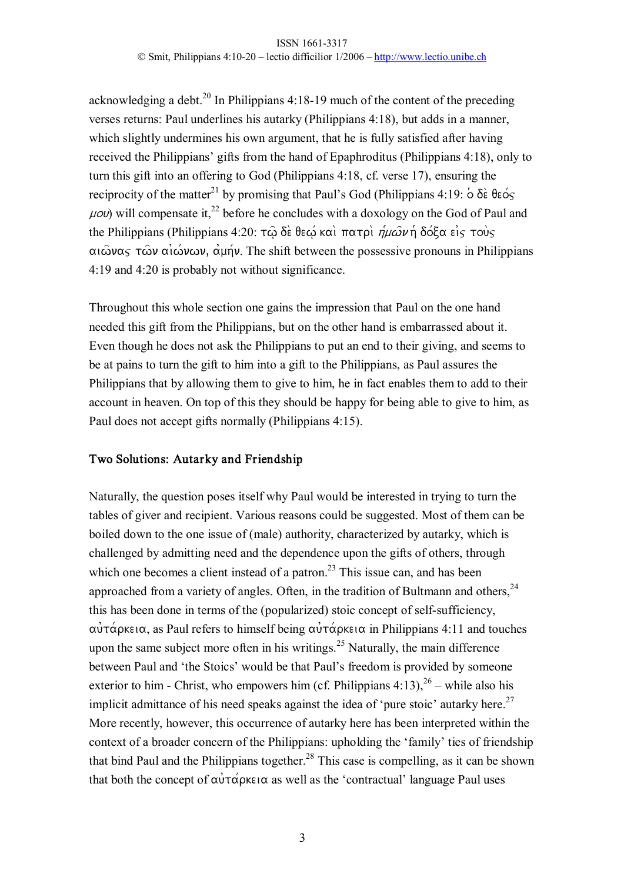acknowledging a debt.[20] In Philippians 4:18-19 much of the content of the preceding verses returns: Paul underlines his autarky (Philippians 4:18), but adds in a manner, which slightly undermines his own argument, that he is fully satisfied after having received the Philippians' gifts from the hand of Epaphroditus (Philippians 4:18), only to turn this gift into an offering to God (Philippians 4:18, cf. verse 17), ensuring the reciprocity of the matter[21] by promising that Paul's God (Philippians 4:19: ὁ δὲ θεός *μου*) will compensate it,[22] before he concludes with a doxology on the God of Paul and the Philippians (Philippians 4:20: τῷ δὲ θεῷ καὶ πατρὶ *ἡμῶν* ἡ δόξα εἰς τοὺς αἰῶνας τῶν αἰώνων, ἀμήν. The shift between the possessive pronouns in Philippians 4:19 and 4:20 is probably not without significance.

Throughout this whole section one gains the impression that Paul on the one hand needed this gift from the Philippians, but on the other hand is embarrassed about it. Even though he does not ask the Philippians to put an end to their giving, and seems to be at pains to turn the gift to him into a gift to the Philippians, as Paul assures the Philippians that by allowing them to give to him, he in fact enables them to add to their account in heaven. On top of this they should be happy for being able to give to him, as Paul does not accept gifts normally (Philippians 4:15).

## Two Solutions: Autarky and Friendship

Naturally, the question poses itself why Paul would be interested in trying to turn the tables of giver and recipient. Various reasons could be suggested. Most of them can be boiled down to the one issue of (male) authority, characterized by autarky, which is challenged by admitting need and the dependence upon the gifts of others, through which one becomes a client instead of a patron.[23] This issue can, and has been approached from a variety of angles. Often, in the tradition of Bultmann and others,[24] this has been done in terms of the (popularized) stoic concept of self-sufficiency, αὐτάρκεια, as Paul refers to himself being αὐτάρκεια in Philippians 4:11 and touches upon the same subject more often in his writings.[25] Naturally, the main difference between Paul and 'the Stoics' would be that Paul's freedom is provided by someone exterior to him - Christ, who empowers him (cf. Philippians 4:13),[26] – while also his implicit admittance of his need speaks against the idea of 'pure stoic' autarky here.[27] More recently, however, this occurrence of autarky here has been interpreted within the context of a broader concern of the Philippians: upholding the 'family' ties of friendship that bind Paul and the Philippians together.[28] This case is compelling, as it can be shown that both the concept of αὐτάρκεια as well as the 'contractual' language Paul uses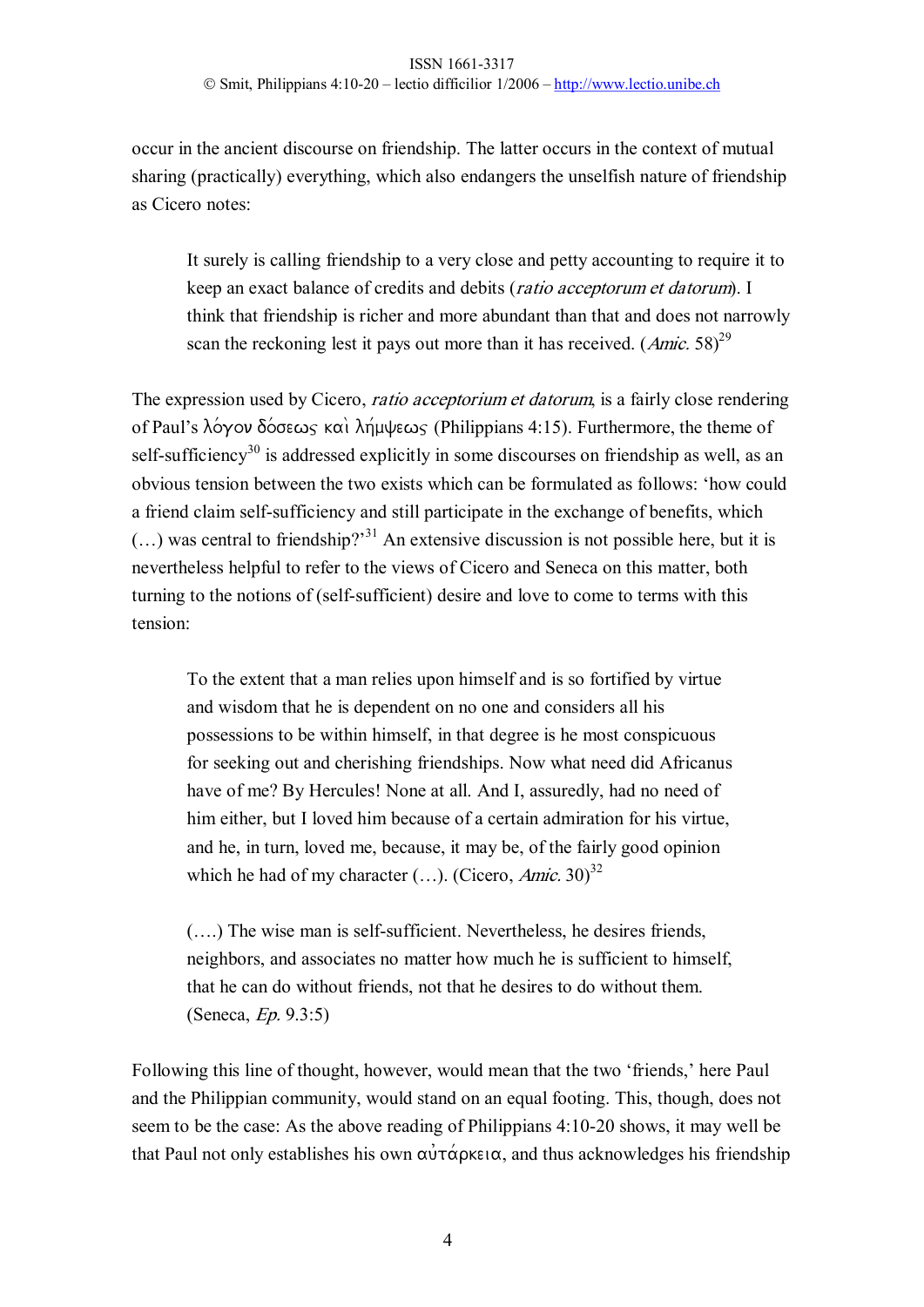occur in the ancient discourse on friendship. The latter occurs in the context of mutual sharing (practically) everything, which also endangers the unselfish nature of friendship as Cicero notes:

> It surely is calling friendship to a very close and petty accounting to require it to keep an exact balance of credits and debits (*ratio acceptorum et datorum*). I think that friendship is richer and more abundant than that and does not narrowly scan the reckoning lest it pays out more than it has received. (*Amic.* 58)[29]

The expression used by Cicero, *ratio acceptorium et datorum*, is a fairly close rendering of Paul's λόγον δόσεως καὶ λήμψεως (Philippians 4:15). Furthermore, the theme of self-sufficiency[30] is addressed explicitly in some discourses on friendship as well, as an obvious tension between the two exists which can be formulated as follows: 'how could a friend claim self-sufficiency and still participate in the exchange of benefits, which (…) was central to friendship?'[31] An extensive discussion is not possible here, but it is nevertheless helpful to refer to the views of Cicero and Seneca on this matter, both turning to the notions of (self-sufficient) desire and love to come to terms with this tension:

> To the extent that a man relies upon himself and is so fortified by virtue and wisdom that he is dependent on no one and considers all his possessions to be within himself, in that degree is he most conspicuous for seeking out and cherishing friendships. Now what need did Africanus have of me? By Hercules! None at all. And I, assuredly, had no need of him either, but I loved him because of a certain admiration for his virtue, and he, in turn, loved me, because, it may be, of the fairly good opinion which he had of my character (…). (Cicero, *Amic.* 30)[32]

> (….) The wise man is self-sufficient. Nevertheless, he desires friends, neighbors, and associates no matter how much he is sufficient to himself, that he can do without friends, not that he desires to do without them. (Seneca, *Ep.* 9.3:5)

Following this line of thought, however, would mean that the two 'friends,' here Paul and the Philippian community, would stand on an equal footing. This, though, does not seem to be the case: As the above reading of Philippians 4:10-20 shows, it may well be that Paul not only establishes his own αὐτάρκεια, and thus acknowledges his friendship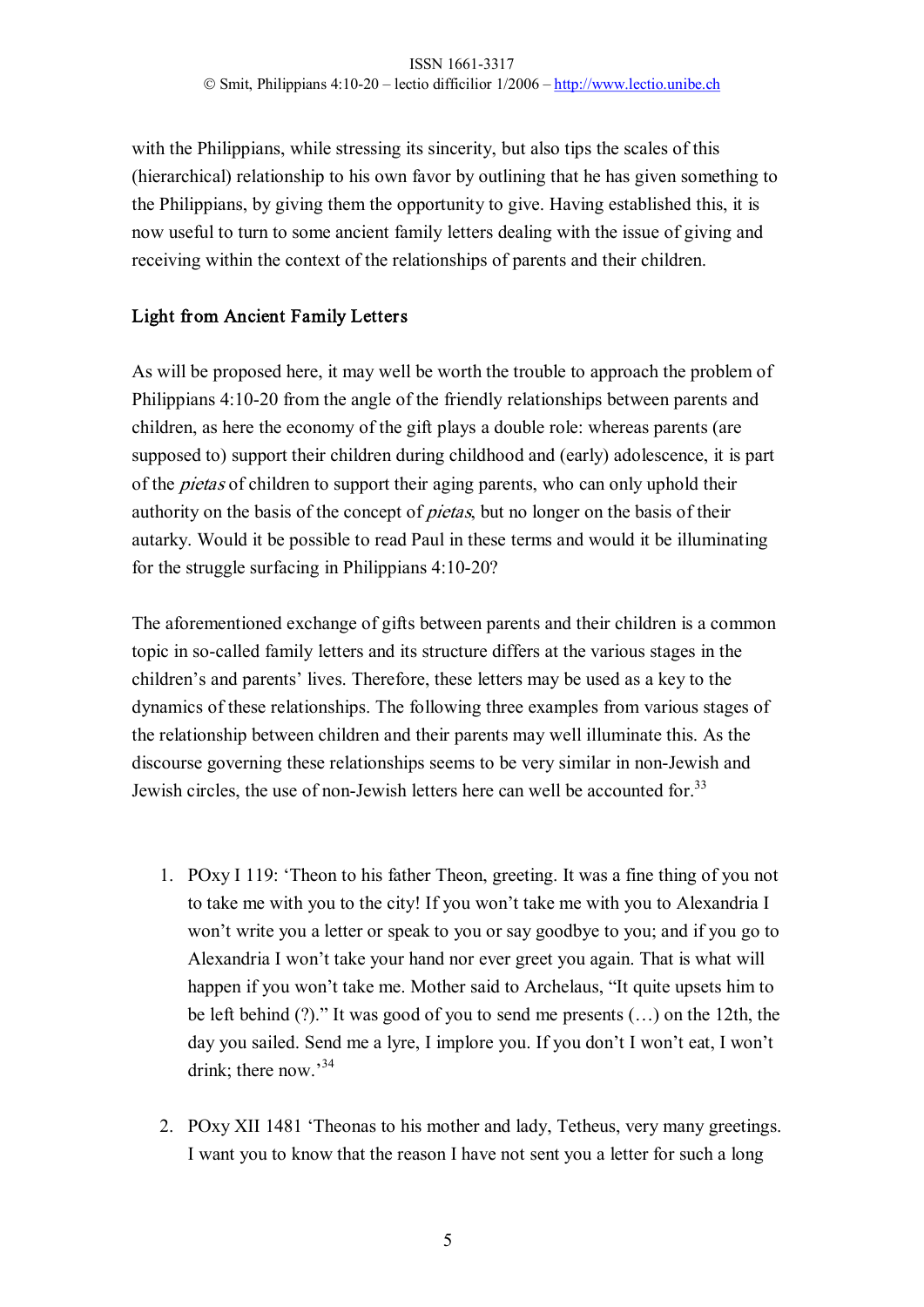with the Philippians, while stressing its sincerity, but also tips the scales of this (hierarchical) relationship to his own favor by outlining that he has given something to the Philippians, by giving them the opportunity to give. Having established this, it is now useful to turn to some ancient family letters dealing with the issue of giving and receiving within the context of the relationships of parents and their children.

## Light from Ancient Family Letters

As will be proposed here, it may well be worth the trouble to approach the problem of Philippians 4:10-20 from the angle of the friendly relationships between parents and children, as here the economy of the gift plays a double role: whereas parents (are supposed to) support their children during childhood and (early) adolescence, it is part of the *pietas* of children to support their aging parents, who can only uphold their authority on the basis of the concept of *pietas*, but no longer on the basis of their autarky. Would it be possible to read Paul in these terms and would it be illuminating for the struggle surfacing in Philippians 4:10-20?

The aforementioned exchange of gifts between parents and their children is a common topic in so-called family letters and its structure differs at the various stages in the children's and parents' lives. Therefore, these letters may be used as a key to the dynamics of these relationships. The following three examples from various stages of the relationship between children and their parents may well illuminate this. As the discourse governing these relationships seems to be very similar in non-Jewish and Jewish circles, the use of non-Jewish letters here can well be accounted for.[33]

1. POxy I 119: 'Theon to his father Theon, greeting. It was a fine thing of you not to take me with you to the city! If you won't take me with you to Alexandria I won't write you a letter or speak to you or say goodbye to you; and if you go to Alexandria I won't take your hand nor ever greet you again. That is what will happen if you won't take me. Mother said to Archelaus, "It quite upsets him to be left behind (?)." It was good of you to send me presents (…) on the 12th, the day you sailed. Send me a lyre, I implore you. If you don't I won't eat, I won't drink; there now.'[34]

2. POxy XII 1481 'Theonas to his mother and lady, Tetheus, very many greetings. I want you to know that the reason I have not sent you a letter for such a long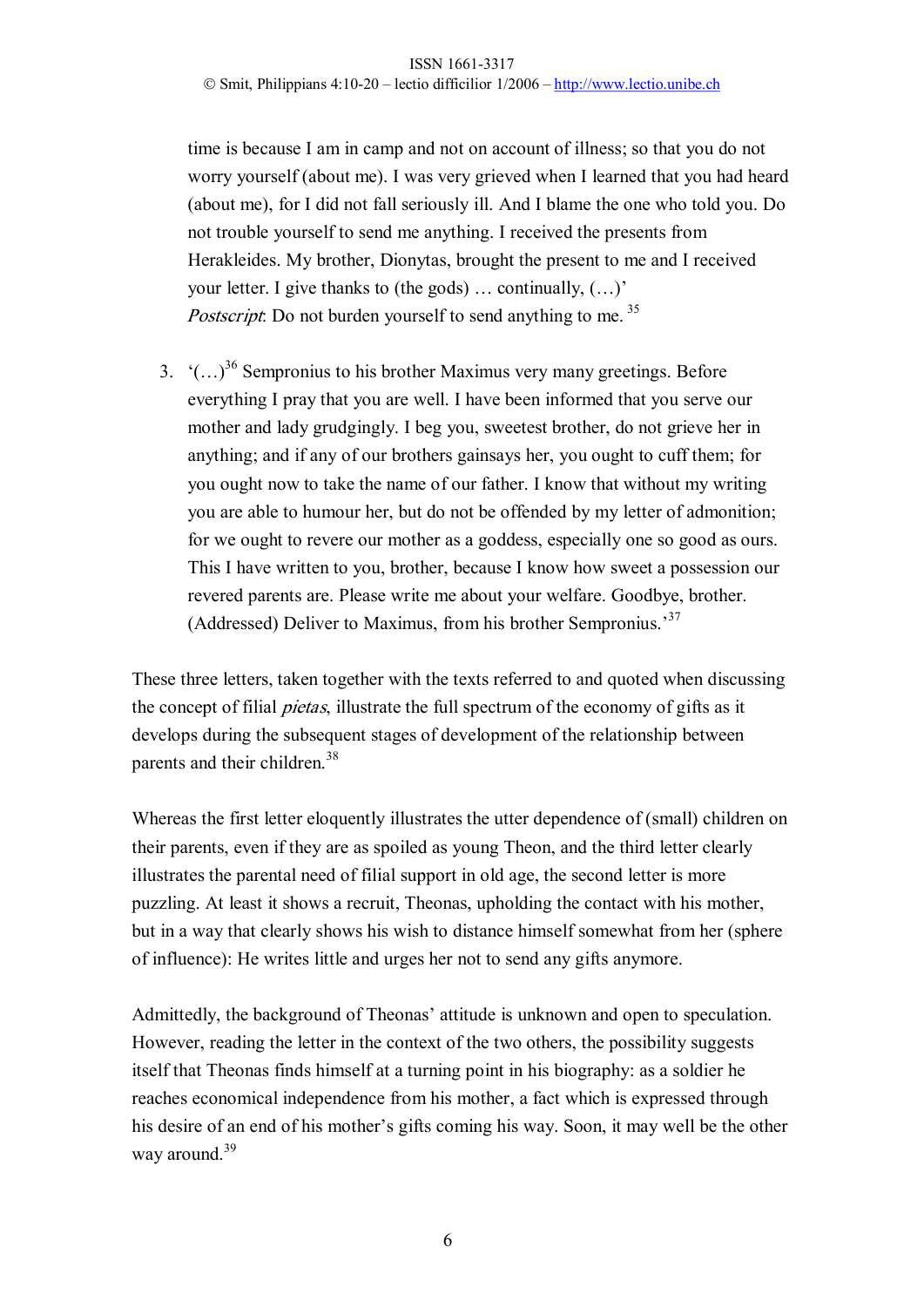time is because I am in camp and not on account of illness; so that you do not worry yourself (about me). I was very grieved when I learned that you had heard (about me), for I did not fall seriously ill. And I blame the one who told you. Do not trouble yourself to send me anything. I received the presents from Herakleides. My brother, Dionytas, brought the present to me and I received your letter. I give thanks to (the gods) … continually, (…)'
*Postscript*: Do not burden yourself to send anything to me.[35]

3. '(…)[36] Sempronius to his brother Maximus very many greetings. Before everything I pray that you are well. I have been informed that you serve our mother and lady grudgingly. I beg you, sweetest brother, do not grieve her in anything; and if any of our brothers gainsays her, you ought to cuff them; for you ought now to take the name of our father. I know that without my writing you are able to humour her, but do not be offended by my letter of admonition; for we ought to revere our mother as a goddess, especially one so good as ours. This I have written to you, brother, because I know how sweet a possession our revered parents are. Please write me about your welfare. Goodbye, brother. (Addressed) Deliver to Maximus, from his brother Sempronius.'[37]

These three letters, taken together with the texts referred to and quoted when discussing the concept of filial *pietas*, illustrate the full spectrum of the economy of gifts as it develops during the subsequent stages of development of the relationship between parents and their children.[38]

Whereas the first letter eloquently illustrates the utter dependence of (small) children on their parents, even if they are as spoiled as young Theon, and the third letter clearly illustrates the parental need of filial support in old age, the second letter is more puzzling. At least it shows a recruit, Theonas, upholding the contact with his mother, but in a way that clearly shows his wish to distance himself somewhat from her (sphere of influence): He writes little and urges her not to send any gifts anymore.

Admittedly, the background of Theonas' attitude is unknown and open to speculation. However, reading the letter in the context of the two others, the possibility suggests itself that Theonas finds himself at a turning point in his biography: as a soldier he reaches economical independence from his mother, a fact which is expressed through his desire of an end of his mother's gifts coming his way. Soon, it may well be the other way around.[39]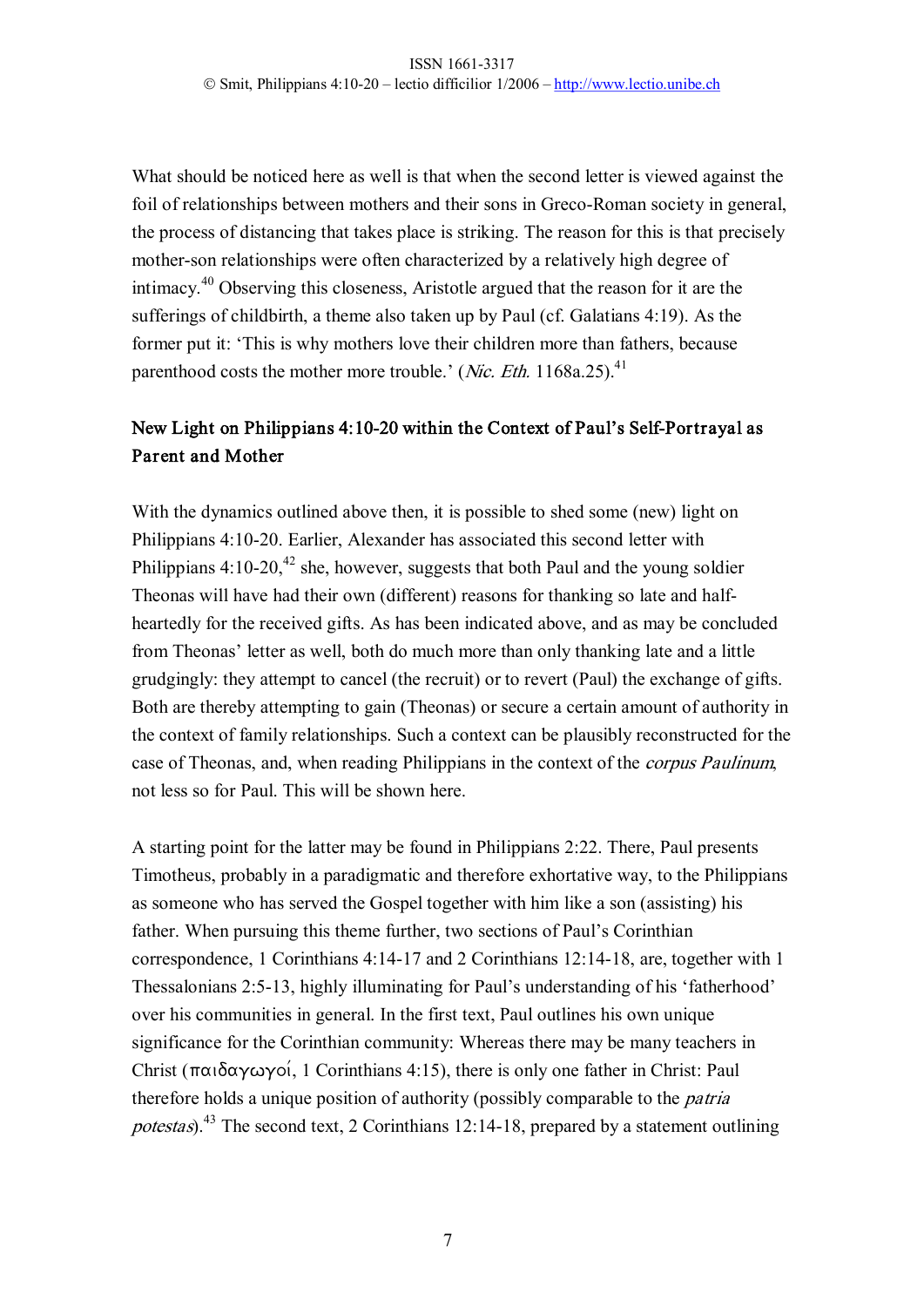What should be noticed here as well is that when the second letter is viewed against the foil of relationships between mothers and their sons in Greco-Roman society in general, the process of distancing that takes place is striking. The reason for this is that precisely mother-son relationships were often characterized by a relatively high degree of intimacy.[40] Observing this closeness, Aristotle argued that the reason for it are the sufferings of childbirth, a theme also taken up by Paul (cf. Galatians 4:19). As the former put it: 'This is why mothers love their children more than fathers, because parenthood costs the mother more trouble.' (*Nic. Eth.* 1168a.25).[41]

## New Light on Philippians 4:10-20 within the Context of Paul's Self-Portrayal as Parent and Mother

With the dynamics outlined above then, it is possible to shed some (new) light on Philippians 4:10-20. Earlier, Alexander has associated this second letter with Philippians 4:10-20,[42] she, however, suggests that both Paul and the young soldier Theonas will have had their own (different) reasons for thanking so late and half-heartedly for the received gifts. As has been indicated above, and as may be concluded from Theonas' letter as well, both do much more than only thanking late and a little grudgingly: they attempt to cancel (the recruit) or to revert (Paul) the exchange of gifts. Both are thereby attempting to gain (Theonas) or secure a certain amount of authority in the context of family relationships. Such a context can be plausibly reconstructed for the case of Theonas, and, when reading Philippians in the context of the *corpus Paulinum*, not less so for Paul. This will be shown here.

A starting point for the latter may be found in Philippians 2:22. There, Paul presents Timotheus, probably in a paradigmatic and therefore exhortative way, to the Philippians as someone who has served the Gospel together with him like a son (assisting) his father. When pursuing this theme further, two sections of Paul's Corinthian correspondence, 1 Corinthians 4:14-17 and 2 Corinthians 12:14-18, are, together with 1 Thessalonians 2:5-13, highly illuminating for Paul's understanding of his 'fatherhood' over his communities in general. In the first text, Paul outlines his own unique significance for the Corinthian community: Whereas there may be many teachers in Christ (παιδαγωγοί, 1 Corinthians 4:15), there is only one father in Christ: Paul therefore holds a unique position of authority (possibly comparable to the *patria potestas*).[43] The second text, 2 Corinthians 12:14-18, prepared by a statement outlining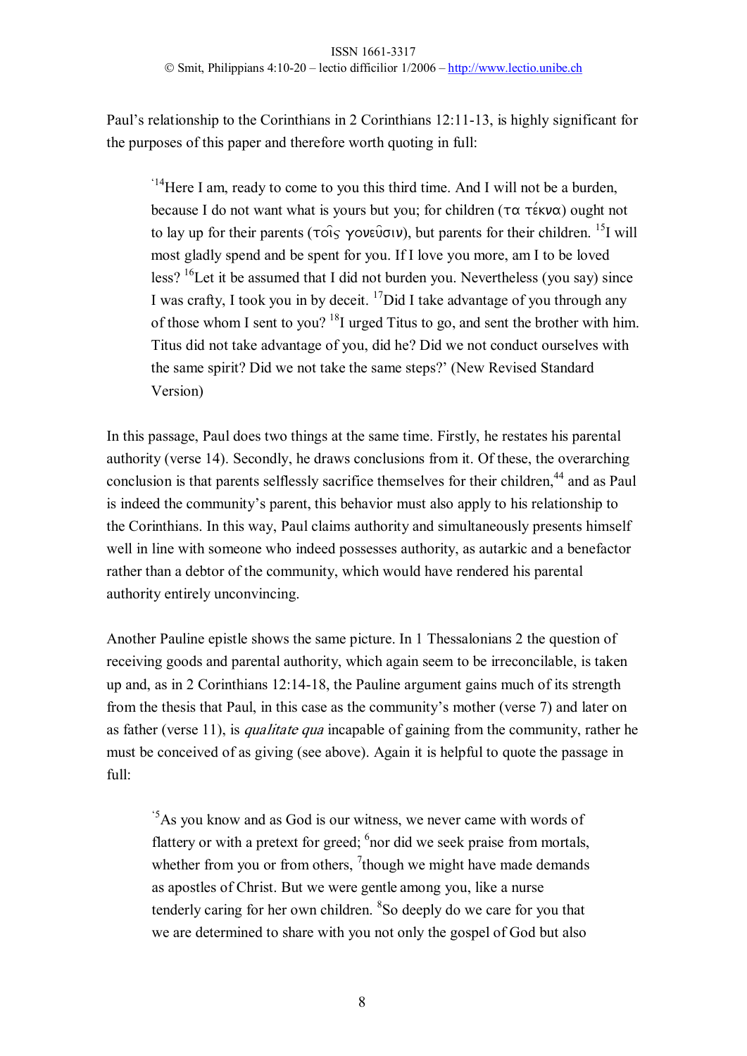Paul's relationship to the Corinthians in 2 Corinthians 12:11-13, is highly significant for the purposes of this paper and therefore worth quoting in full:

> '[14]Here I am, ready to come to you this third time. And I will not be a burden, because I do not want what is yours but you; for children (τα τέκνα) ought not to lay up for their parents (τοῖς γονεῦσιν), but parents for their children. [15]I will most gladly spend and be spent for you. If I love you more, am I to be loved less? [16]Let it be assumed that I did not burden you. Nevertheless (you say) since I was crafty, I took you in by deceit. [17]Did I take advantage of you through any of those whom I sent to you? [18]I urged Titus to go, and sent the brother with him. Titus did not take advantage of you, did he? Did we not conduct ourselves with the same spirit? Did we not take the same steps?' (New Revised Standard Version)

In this passage, Paul does two things at the same time. Firstly, he restates his parental authority (verse 14). Secondly, he draws conclusions from it. Of these, the overarching conclusion is that parents selflessly sacrifice themselves for their children,[44] and as Paul is indeed the community's parent, this behavior must also apply to his relationship to the Corinthians. In this way, Paul claims authority and simultaneously presents himself well in line with someone who indeed possesses authority, as autarkic and a benefactor rather than a debtor of the community, which would have rendered his parental authority entirely unconvincing.

Another Pauline epistle shows the same picture. In 1 Thessalonians 2 the question of receiving goods and parental authority, which again seem to be irreconcilable, is taken up and, as in 2 Corinthians 12:14-18, the Pauline argument gains much of its strength from the thesis that Paul, in this case as the community's mother (verse 7) and later on as father (verse 11), is *qualitate qua* incapable of gaining from the community, rather he must be conceived of as giving (see above). Again it is helpful to quote the passage in full:

> '[5]As you know and as God is our witness, we never came with words of flattery or with a pretext for greed; [6]nor did we seek praise from mortals, whether from you or from others, [7]though we might have made demands as apostles of Christ. But we were gentle among you, like a nurse tenderly caring for her own children. [8]So deeply do we care for you that we are determined to share with you not only the gospel of God but also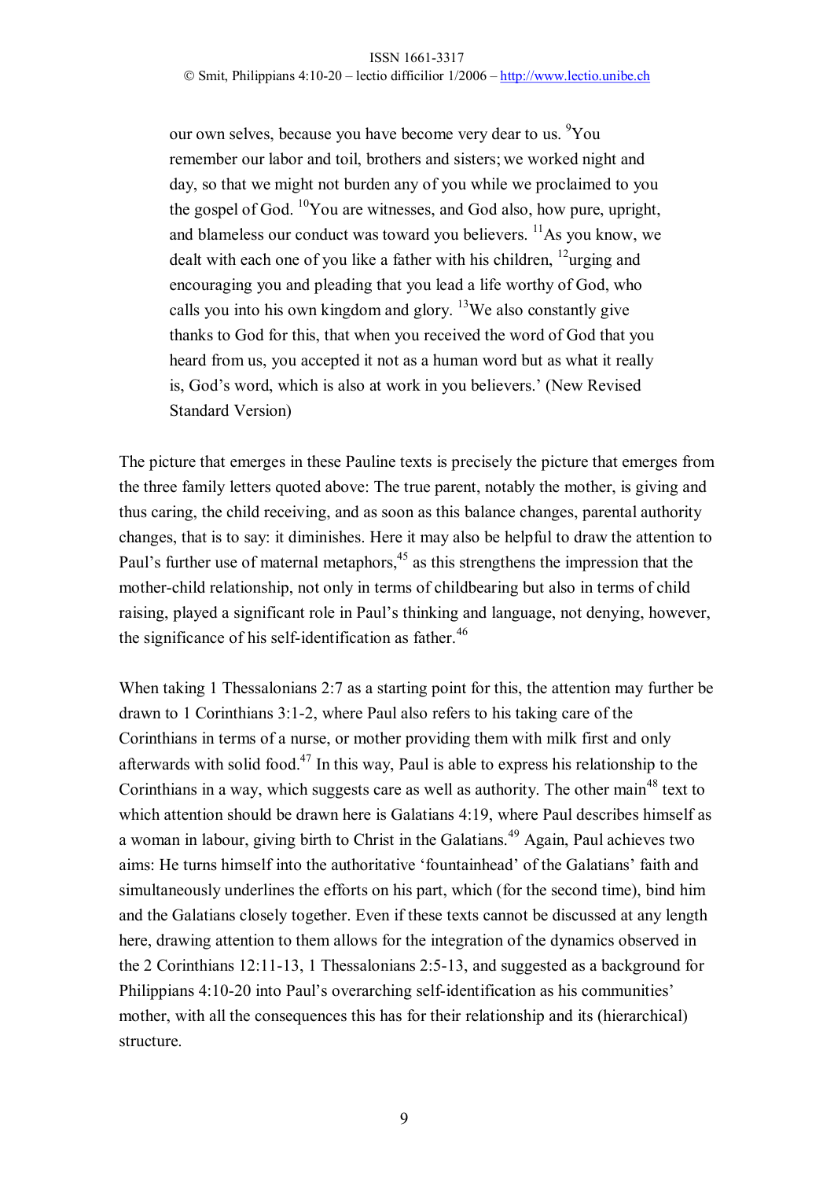> our own selves, because you have become very dear to us. [9]You remember our labor and toil, brothers and sisters; we worked night and day, so that we might not burden any of you while we proclaimed to you the gospel of God. [10]You are witnesses, and God also, how pure, upright, and blameless our conduct was toward you believers. [11]As you know, we dealt with each one of you like a father with his children, [12]urging and encouraging you and pleading that you lead a life worthy of God, who calls you into his own kingdom and glory. [13]We also constantly give thanks to God for this, that when you received the word of God that you heard from us, you accepted it not as a human word but as what it really is, God's word, which is also at work in you believers.' (New Revised Standard Version)

The picture that emerges in these Pauline texts is precisely the picture that emerges from the three family letters quoted above: The true parent, notably the mother, is giving and thus caring, the child receiving, and as soon as this balance changes, parental authority changes, that is to say: it diminishes. Here it may also be helpful to draw the attention to Paul's further use of maternal metaphors,[45] as this strengthens the impression that the mother-child relationship, not only in terms of childbearing but also in terms of child raising, played a significant role in Paul's thinking and language, not denying, however, the significance of his self-identification as father.[46]

When taking 1 Thessalonians 2:7 as a starting point for this, the attention may further be drawn to 1 Corinthians 3:1-2, where Paul also refers to his taking care of the Corinthians in terms of a nurse, or mother providing them with milk first and only afterwards with solid food.[47] In this way, Paul is able to express his relationship to the Corinthians in a way, which suggests care as well as authority. The other main[48] text to which attention should be drawn here is Galatians 4:19, where Paul describes himself as a woman in labour, giving birth to Christ in the Galatians.[49] Again, Paul achieves two aims: He turns himself into the authoritative 'fountainhead' of the Galatians' faith and simultaneously underlines the efforts on his part, which (for the second time), bind him and the Galatians closely together. Even if these texts cannot be discussed at any length here, drawing attention to them allows for the integration of the dynamics observed in the 2 Corinthians 12:11-13, 1 Thessalonians 2:5-13, and suggested as a background for Philippians 4:10-20 into Paul's overarching self-identification as his communities' mother, with all the consequences this has for their relationship and its (hierarchical) structure.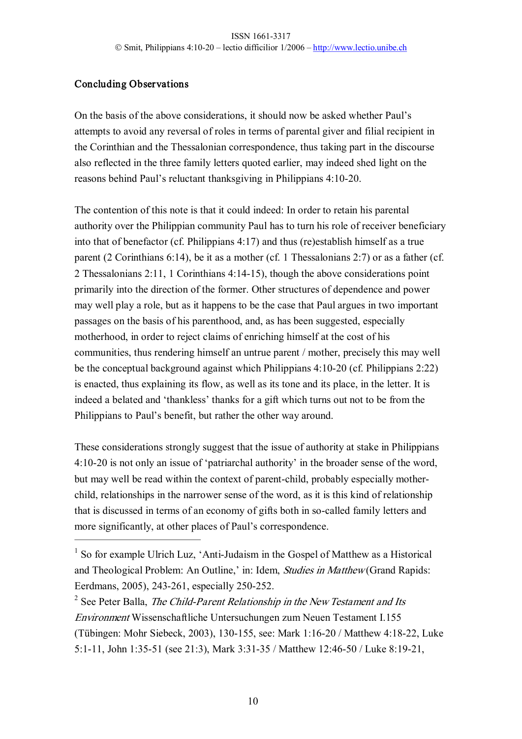## Concluding Observations

On the basis of the above considerations, it should now be asked whether Paul's attempts to avoid any reversal of roles in terms of parental giver and filial recipient in the Corinthian and the Thessalonian correspondence, thus taking part in the discourse also reflected in the three family letters quoted earlier, may indeed shed light on the reasons behind Paul's reluctant thanksgiving in Philippians 4:10-20.

The contention of this note is that it could indeed: In order to retain his parental authority over the Philippian community Paul has to turn his role of receiver beneficiary into that of benefactor (cf. Philippians 4:17) and thus (re)establish himself as a true parent (2 Corinthians 6:14), be it as a mother (cf. 1 Thessalonians 2:7) or as a father (cf. 2 Thessalonians 2:11, 1 Corinthians 4:14-15), though the above considerations point primarily into the direction of the former. Other structures of dependence and power may well play a role, but as it happens to be the case that Paul argues in two important passages on the basis of his parenthood, and, as has been suggested, especially motherhood, in order to reject claims of enriching himself at the cost of his communities, thus rendering himself an untrue parent / mother, precisely this may well be the conceptual background against which Philippians 4:10-20 (cf. Philippians 2:22) is enacted, thus explaining its flow, as well as its tone and its place, in the letter. It is indeed a belated and 'thankless' thanks for a gift which turns out not to be from the Philippians to Paul's benefit, but rather the other way around.

These considerations strongly suggest that the issue of authority at stake in Philippians 4:10-20 is not only an issue of 'patriarchal authority' in the broader sense of the word, but may well be read within the context of parent-child, probably especially mother-child, relationships in the narrower sense of the word, as it is this kind of relationship that is discussed in terms of an economy of gifts both in so-called family letters and more significantly, at other places of Paul's correspondence.

---

[1] So for example Ulrich Luz, 'Anti-Judaism in the Gospel of Matthew as a Historical and Theological Problem: An Outline,' in: Idem, *Studies in Matthew* (Grand Rapids: Eerdmans, 2005), 243-261, especially 250-252.

[2] See Peter Balla, *The Child-Parent Relationship in the New Testament and Its Environment* Wissenschaftliche Untersuchungen zum Neuen Testament I.155 (Tübingen: Mohr Siebeck, 2003), 130-155, see: Mark 1:16-20 / Matthew 4:18-22, Luke 5:1-11, John 1:35-51 (see 21:3), Mark 3:31-35 / Matthew 12:46-50 / Luke 8:19-21,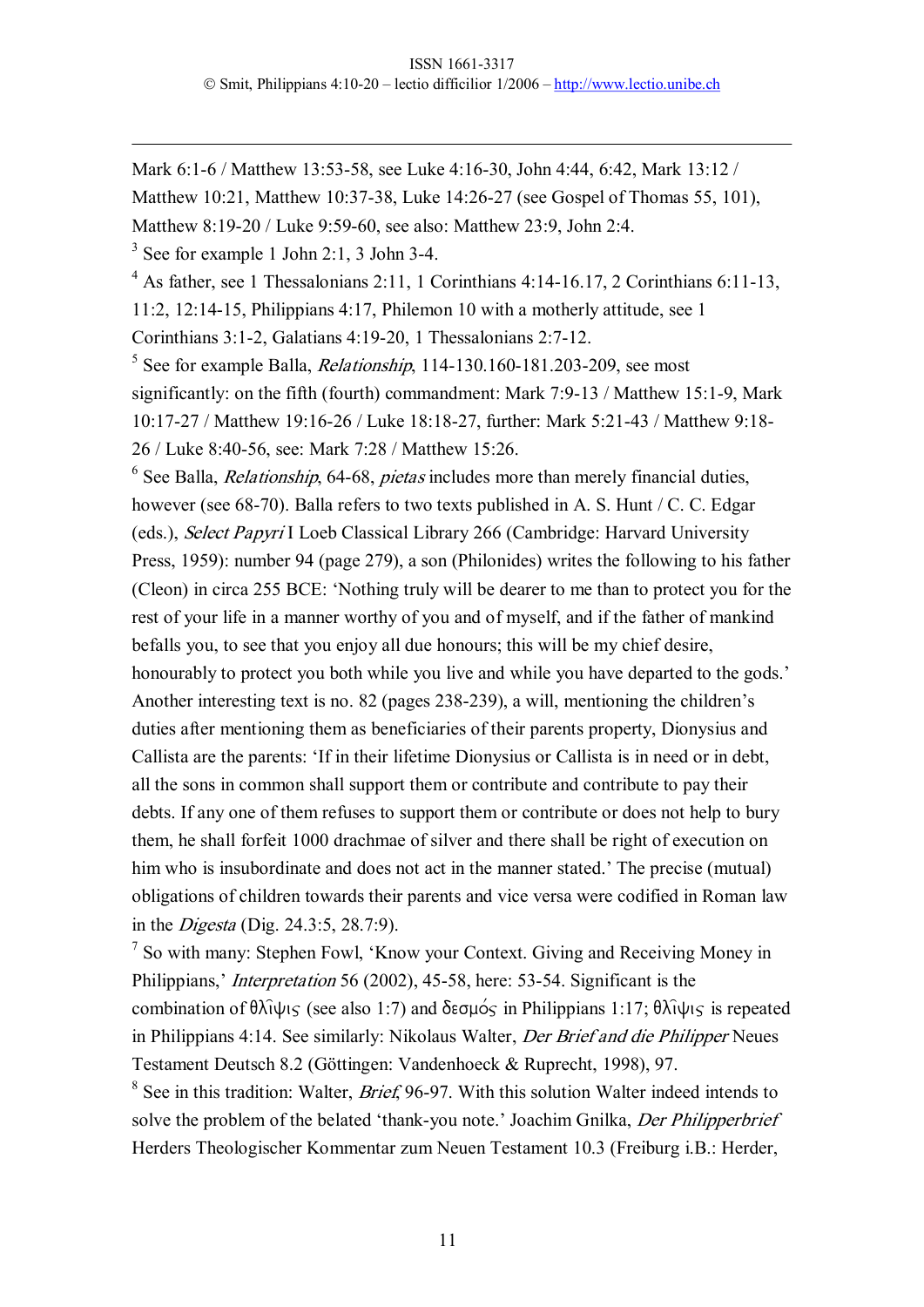Mark 6:1-6 / Matthew 13:53-58, see Luke 4:16-30, John 4:44, 6:42, Mark 13:12 / Matthew 10:21, Matthew 10:37-38, Luke 14:26-27 (see Gospel of Thomas 55, 101), Matthew 8:19-20 / Luke 9:59-60, see also: Matthew 23:9, John 2:4.

[3] See for example 1 John 2:1, 3 John 3-4.

[4] As father, see 1 Thessalonians 2:11, 1 Corinthians 4:14-16.17, 2 Corinthians 6:11-13, 11:2, 12:14-15, Philippians 4:17, Philemon 10 with a motherly attitude, see 1 Corinthians 3:1-2, Galatians 4:19-20, 1 Thessalonians 2:7-12.

[5] See for example Balla, *Relationship*, 114-130.160-181.203-209, see most significantly: on the fifth (fourth) commandment: Mark 7:9-13 / Matthew 15:1-9, Mark 10:17-27 / Matthew 19:16-26 / Luke 18:18-27, further: Mark 5:21-43 / Matthew 9:18-26 / Luke 8:40-56, see: Mark 7:28 / Matthew 15:26.

[6] See Balla, *Relationship*, 64-68, *pietas* includes more than merely financial duties, however (see 68-70). Balla refers to two texts published in A. S. Hunt / C. C. Edgar (eds.), *Select Papyri* I Loeb Classical Library 266 (Cambridge: Harvard University Press, 1959): number 94 (page 279), a son (Philonides) writes the following to his father (Cleon) in circa 255 BCE: 'Nothing truly will be dearer to me than to protect you for the rest of your life in a manner worthy of you and of myself, and if the father of mankind befalls you, to see that you enjoy all due honours; this will be my chief desire, honourably to protect you both while you live and while you have departed to the gods.' Another interesting text is no. 82 (pages 238-239), a will, mentioning the children's duties after mentioning them as beneficiaries of their parents property, Dionysius and Callista are the parents: 'If in their lifetime Dionysius or Callista is in need or in debt, all the sons in common shall support them or contribute and contribute to pay their debts. If any one of them refuses to support them or contribute or does not help to bury them, he shall forfeit 1000 drachmae of silver and there shall be right of execution on him who is insubordinate and does not act in the manner stated.' The precise (mutual) obligations of children towards their parents and vice versa were codified in Roman law in the *Digesta* (Dig. 24.3:5, 28.7:9).

[7] So with many: Stephen Fowl, 'Know your Context. Giving and Receiving Money in Philippians,' *Interpretation* 56 (2002), 45-58, here: 53-54. Significant is the combination of θλῖψις (see also 1:7) and δεσμός in Philippians 1:17; θλῖψις is repeated in Philippians 4:14. See similarly: Nikolaus Walter, *Der Brief and die Philipper* Neues Testament Deutsch 8.2 (Göttingen: Vandenhoeck & Ruprecht, 1998), 97.

[8] See in this tradition: Walter, *Brief*, 96-97. With this solution Walter indeed intends to solve the problem of the belated 'thank-you note.' Joachim Gnilka, *Der Philipperbrief* Herders Theologischer Kommentar zum Neuen Testament 10.3 (Freiburg i.B.: Herder,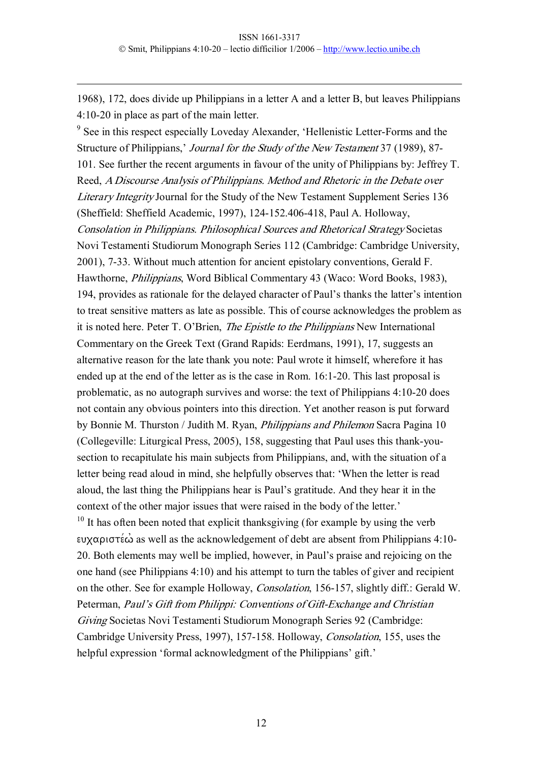1968), 172, does divide up Philippians in a letter A and a letter B, but leaves Philippians 4:10-20 in place as part of the main letter.

[9] See in this respect especially Loveday Alexander, 'Hellenistic Letter-Forms and the Structure of Philippians,' *Journal for the Study of the New Testament* 37 (1989), 87-101. See further the recent arguments in favour of the unity of Philippians by: Jeffrey T. Reed, *A Discourse Analysis of Philippians. Method and Rhetoric in the Debate over Literary Integrity* Journal for the Study of the New Testament Supplement Series 136 (Sheffield: Sheffield Academic, 1997), 124-152.406-418, Paul A. Holloway, *Consolation in Philippians. Philosophical Sources and Rhetorical Strategy* Societas Novi Testamenti Studiorum Monograph Series 112 (Cambridge: Cambridge University, 2001), 7-33. Without much attention for ancient epistolary conventions, Gerald F. Hawthorne, *Philippians*, Word Biblical Commentary 43 (Waco: Word Books, 1983), 194, provides as rationale for the delayed character of Paul's thanks the latter's intention to treat sensitive matters as late as possible. This of course acknowledges the problem as it is noted here. Peter T. O'Brien, *The Epistle to the Philippians* New International Commentary on the Greek Text (Grand Rapids: Eerdmans, 1991), 17, suggests an alternative reason for the late thank you note: Paul wrote it himself, wherefore it has ended up at the end of the letter as is the case in Rom. 16:1-20. This last proposal is problematic, as no autograph survives and worse: the text of Philippians 4:10-20 does not contain any obvious pointers into this direction. Yet another reason is put forward by Bonnie M. Thurston / Judith M. Ryan, *Philippians and Philemon* Sacra Pagina 10 (Collegeville: Liturgical Press, 2005), 158, suggesting that Paul uses this thank-you-section to recapitulate his main subjects from Philippians, and, with the situation of a letter being read aloud in mind, she helpfully observes that: 'When the letter is read aloud, the last thing the Philippians hear is Paul's gratitude. And they hear it in the context of the other major issues that were raised in the body of the letter.'

[10] It has often been noted that explicit thanksgiving (for example by using the verb ευχαριστέῳ as well as the acknowledgement of debt are absent from Philippians 4:10-20. Both elements may well be implied, however, in Paul's praise and rejoicing on the one hand (see Philippians 4:10) and his attempt to turn the tables of giver and recipient on the other. See for example Holloway, *Consolation*, 156-157, slightly diff.: Gerald W. Peterman, *Paul's Gift from Philippi: Conventions of Gift-Exchange and Christian Giving* Societas Novi Testamenti Studiorum Monograph Series 92 (Cambridge: Cambridge University Press, 1997), 157-158. Holloway, *Consolation*, 155, uses the helpful expression 'formal acknowledgment of the Philippians' gift.'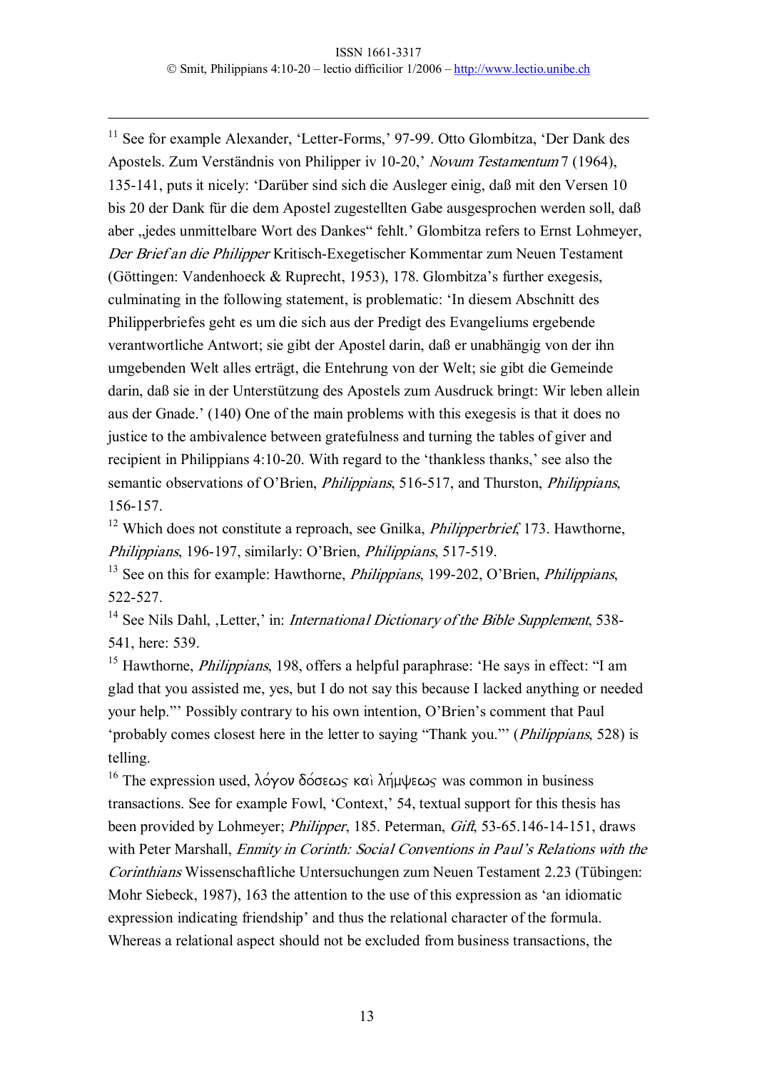[11] See for example Alexander, 'Letter-Forms,' 97-99. Otto Glombitza, 'Der Dank des Apostels. Zum Verständnis von Philipper iv 10-20,' *Novum Testamentum* 7 (1964), 135-141, puts it nicely: 'Darüber sind sich die Ausleger einig, daß mit den Versen 10 bis 20 der Dank für die dem Apostel zugestellten Gabe ausgesprochen werden soll, daß aber „jedes unmittelbare Wort des Dankes" fehlt.' Glombitza refers to Ernst Lohmeyer, *Der Brief an die Philipper* Kritisch-Exegetischer Kommentar zum Neuen Testament (Göttingen: Vandenhoeck & Ruprecht, 1953), 178. Glombitza's further exegesis, culminating in the following statement, is problematic: 'In diesem Abschnitt des Philipperbriefes geht es um die sich aus der Predigt des Evangeliums ergebende verantwortliche Antwort; sie gibt der Apostel darin, daß er unabhängig von der ihn umgebenden Welt alles erträgt, die Entehrung von der Welt; sie gibt die Gemeinde darin, daß sie in der Unterstützung des Apostels zum Ausdruck bringt: Wir leben allein aus der Gnade.' (140) One of the main problems with this exegesis is that it does no justice to the ambivalence between gratefulness and turning the tables of giver and recipient in Philippians 4:10-20. With regard to the 'thankless thanks,' see also the semantic observations of O'Brien, *Philippians*, 516-517, and Thurston, *Philippians*, 156-157.

[12] Which does not constitute a reproach, see Gnilka, *Philipperbrief*, 173. Hawthorne, *Philippians*, 196-197, similarly: O'Brien, *Philippians*, 517-519.

[13] See on this for example: Hawthorne, *Philippians*, 199-202, O'Brien, *Philippians*, 522-527.

[14] See Nils Dahl, ,Letter,' in: *International Dictionary of the Bible Supplement*, 538-541, here: 539.

[15] Hawthorne, *Philippians*, 198, offers a helpful paraphrase: 'He says in effect: "I am glad that you assisted me, yes, but I do not say this because I lacked anything or needed your help."' Possibly contrary to his own intention, O'Brien's comment that Paul 'probably comes closest here in the letter to saying "Thank you."' (*Philippians*, 528) is telling.

[16] The expression used, λόγον δόσεως καὶ λήμψεως was common in business transactions. See for example Fowl, 'Context,' 54, textual support for this thesis has been provided by Lohmeyer; *Philipper*, 185. Peterman, *Gift*, 53-65.146-14-151, draws with Peter Marshall, *Enmity in Corinth: Social Conventions in Paul's Relations with the Corinthians* Wissenschaftliche Untersuchungen zum Neuen Testament 2.23 (Tübingen: Mohr Siebeck, 1987), 163 the attention to the use of this expression as 'an idiomatic expression indicating friendship' and thus the relational character of the formula. Whereas a relational aspect should not be excluded from business transactions, the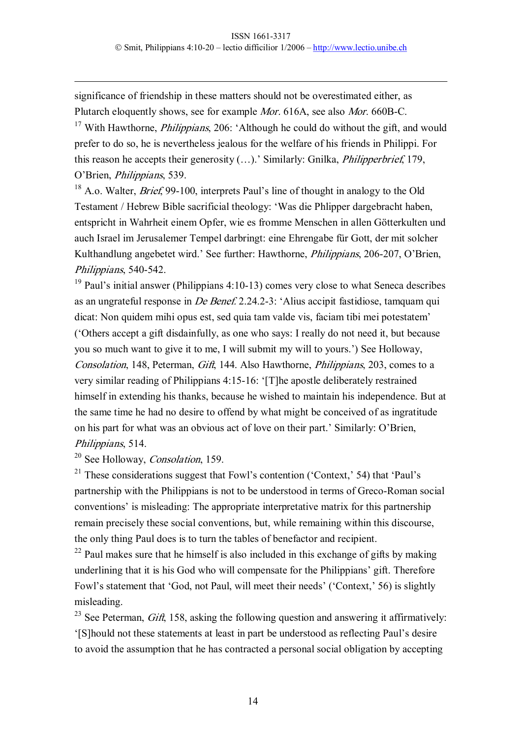significance of friendship in these matters should not be overestimated either, as Plutarch eloquently shows, see for example *Mor.* 616A, see also *Mor.* 660B-C.

[17] With Hawthorne, *Philippians*, 206: 'Although he could do without the gift, and would prefer to do so, he is nevertheless jealous for the welfare of his friends in Philippi. For this reason he accepts their generosity (…).' Similarly: Gnilka, *Philipperbrief*, 179, O'Brien, *Philippians*, 539.

[18] A.o. Walter, *Brief*, 99-100, interprets Paul's line of thought in analogy to the Old Testament / Hebrew Bible sacrificial theology: 'Was die Phlipper dargebracht haben, entspricht in Wahrheit einem Opfer, wie es fromme Menschen in allen Götterkulten und auch Israel im Jerusalemer Tempel darbringt: eine Ehrengabe für Gott, der mit solcher Kulthandlung angebetet wird.' See further: Hawthorne, *Philippians*, 206-207, O'Brien, *Philippians*, 540-542.

[19] Paul's initial answer (Philippians 4:10-13) comes very close to what Seneca describes as an ungrateful response in *De Benef.* 2.24.2-3: 'Alius accipit fastidiose, tamquam qui dicat: Non quidem mihi opus est, sed quia tam valde vis, faciam tibi mei potestatem' ('Others accept a gift disdainfully, as one who says: I really do not need it, but because you so much want to give it to me, I will submit my will to yours.') See Holloway, *Consolation*, 148, Peterman, *Gift*, 144. Also Hawthorne, *Philippians*, 203, comes to a very similar reading of Philippians 4:15-16: '[T]he apostle deliberately restrained himself in extending his thanks, because he wished to maintain his independence. But at the same time he had no desire to offend by what might be conceived of as ingratitude on his part for what was an obvious act of love on their part.' Similarly: O'Brien, *Philippians*, 514.

[20] See Holloway, *Consolation*, 159.

[21] These considerations suggest that Fowl's contention ('Context,' 54) that 'Paul's partnership with the Philippians is not to be understood in terms of Greco-Roman social conventions' is misleading: The appropriate interpretative matrix for this partnership remain precisely these social conventions, but, while remaining within this discourse, the only thing Paul does is to turn the tables of benefactor and recipient.

[22] Paul makes sure that he himself is also included in this exchange of gifts by making underlining that it is his God who will compensate for the Philippians' gift. Therefore Fowl's statement that 'God, not Paul, will meet their needs' ('Context,' 56) is slightly misleading.

[23] See Peterman, *Gift*, 158, asking the following question and answering it affirmatively: '[S]hould not these statements at least in part be understood as reflecting Paul's desire to avoid the assumption that he has contracted a personal social obligation by accepting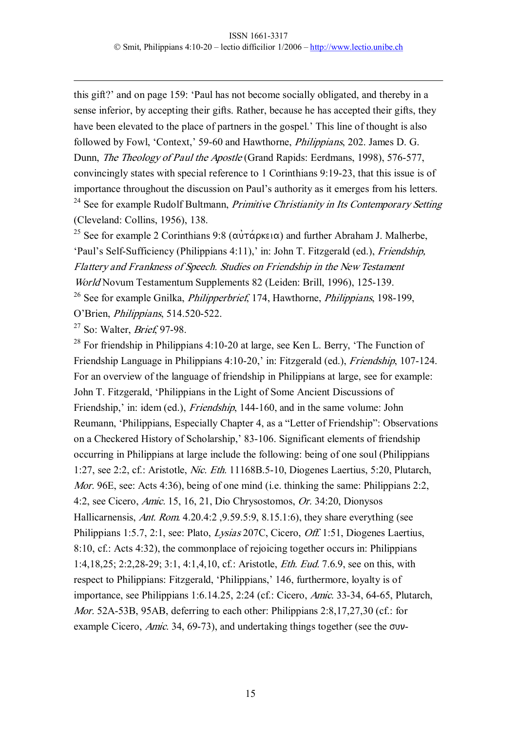this gift?' and on page 159: 'Paul has not become socially obligated, and thereby in a sense inferior, by accepting their gifts. Rather, because he has accepted their gifts, they have been elevated to the place of partners in the gospel.' This line of thought is also followed by Fowl, 'Context,' 59-60 and Hawthorne, *Philippians*, 202. James D. G. Dunn, *The Theology of Paul the Apostle* (Grand Rapids: Eerdmans, 1998), 576-577, convincingly states with special reference to 1 Corinthians 9:19-23, that this issue is of importance throughout the discussion on Paul's authority as it emerges from his letters.

[24] See for example Rudolf Bultmann, *Primitive Christianity in Its Contemporary Setting* (Cleveland: Collins, 1956), 138.

[25] See for example 2 Corinthians 9:8 (αὐτάρκεια) and further Abraham J. Malherbe, 'Paul's Self-Sufficiency (Philippians 4:11),' in: John T. Fitzgerald (ed.), *Friendship, Flattery and Frankness of Speech. Studies on Friendship in the New Testament World* Novum Testamentum Supplements 82 (Leiden: Brill, 1996), 125-139.

[26] See for example Gnilka, *Philipperbrief*, 174, Hawthorne, *Philippians*, 198-199, O'Brien, *Philippians*, 514.520-522.

[27] So: Walter, *Brief*, 97-98.

[28] For friendship in Philippians 4:10-20 at large, see Ken L. Berry, 'The Function of Friendship Language in Philippians 4:10-20,' in: Fitzgerald (ed.), *Friendship*, 107-124. For an overview of the language of friendship in Philippians at large, see for example: John T. Fitzgerald, 'Philippians in the Light of Some Ancient Discussions of Friendship,' in: idem (ed.), *Friendship*, 144-160, and in the same volume: John Reumann, 'Philippians, Especially Chapter 4, as a "Letter of Friendship": Observations on a Checkered History of Scholarship,' 83-106. Significant elements of friendship occurring in Philippians at large include the following: being of one soul (Philippians 1:27, see 2:2, cf.: Aristotle, *Nic. Eth.* 11168B.5-10, Diogenes Laertius, 5:20, Plutarch, *Mor.* 96E, see: Acts 4:36), being of one mind (i.e. thinking the same: Philippians 2:2, 4:2, see Cicero, *Amic.* 15, 16, 21, Dio Chrysostomos, *Or.* 34:20, Dionysos Hallicarnensis, *Ant. Rom.* 4.20.4:2 ,9.59.5:9, 8.15.1:6), they share everything (see Philippians 1:5.7, 2:1, see: Plato, *Lysias* 207C, Cicero, *Off.* 1:51, Diogenes Laertius, 8:10, cf.: Acts 4:32), the commonplace of rejoicing together occurs in: Philippians 1:4,18,25; 2:2,28-29; 3:1, 4:1,4,10, cf.: Aristotle, *Eth. Eud.* 7.6.9, see on this, with respect to Philippians: Fitzgerald, 'Philippians,' 146, furthermore, loyalty is of importance, see Philippians 1:6.14.25, 2:24 (cf.: Cicero, *Amic.* 33-34, 64-65, Plutarch, *Mor.* 52A-53B, 95AB, deferring to each other: Philippians 2:8,17,27,30 (cf.: for example Cicero, *Amic.* 34, 69-73), and undertaking things together (see the συν-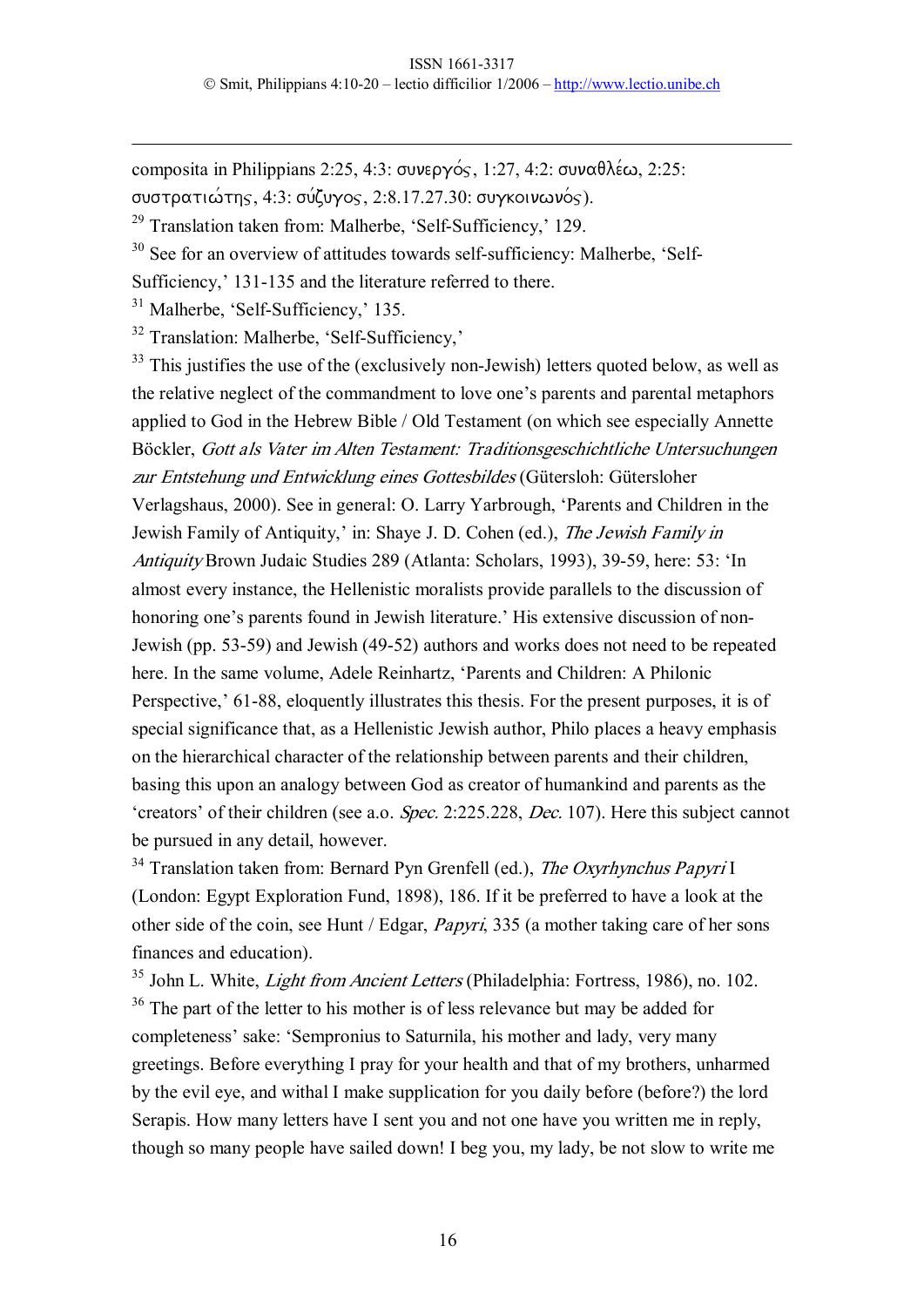composita in Philippians 2:25, 4:3: συνεργός, 1:27, 4:2: συναθλέω, 2:25: συστρατιώτης, 4:3: σύζυγος, 2:8.17.27.30: συγκοινωνός).

[29] Translation taken from: Malherbe, 'Self-Sufficiency,' 129.

[30] See for an overview of attitudes towards self-sufficiency: Malherbe, 'Self-Sufficiency,' 131-135 and the literature referred to there.

[31] Malherbe, 'Self-Sufficiency,' 135.

[32] Translation: Malherbe, 'Self-Sufficiency,'

[33] This justifies the use of the (exclusively non-Jewish) letters quoted below, as well as the relative neglect of the commandment to love one's parents and parental metaphors applied to God in the Hebrew Bible / Old Testament (on which see especially Annette Böckler, *Gott als Vater im Alten Testament: Traditionsgeschichtliche Untersuchungen zur Entstehung und Entwicklung eines Gottesbildes* (Gütersloh: Gütersloher Verlagshaus, 2000). See in general: O. Larry Yarbrough, 'Parents and Children in the Jewish Family of Antiquity,' in: Shaye J. D. Cohen (ed.), *The Jewish Family in Antiquity* Brown Judaic Studies 289 (Atlanta: Scholars, 1993), 39-59, here: 53: 'In almost every instance, the Hellenistic moralists provide parallels to the discussion of honoring one's parents found in Jewish literature.' His extensive discussion of non-Jewish (pp. 53-59) and Jewish (49-52) authors and works does not need to be repeated here. In the same volume, Adele Reinhartz, 'Parents and Children: A Philonic Perspective,' 61-88, eloquently illustrates this thesis. For the present purposes, it is of special significance that, as a Hellenistic Jewish author, Philo places a heavy emphasis on the hierarchical character of the relationship between parents and their children, basing this upon an analogy between God as creator of humankind and parents as the 'creators' of their children (see a.o. *Spec.* 2:225.228, *Dec.* 107). Here this subject cannot be pursued in any detail, however.

[34] Translation taken from: Bernard Pyn Grenfell (ed.), *The Oxyrhynchus Papyri* I (London: Egypt Exploration Fund, 1898), 186. If it be preferred to have a look at the other side of the coin, see Hunt / Edgar, *Papyri*, 335 (a mother taking care of her sons finances and education).

[35] John L. White, *Light from Ancient Letters* (Philadelphia: Fortress, 1986), no. 102.

[36] The part of the letter to his mother is of less relevance but may be added for completeness' sake: 'Sempronius to Saturnila, his mother and lady, very many greetings. Before everything I pray for your health and that of my brothers, unharmed by the evil eye, and withal I make supplication for you daily before (before?) the lord Serapis. How many letters have I sent you and not one have you written me in reply, though so many people have sailed down! I beg you, my lady, be not slow to write me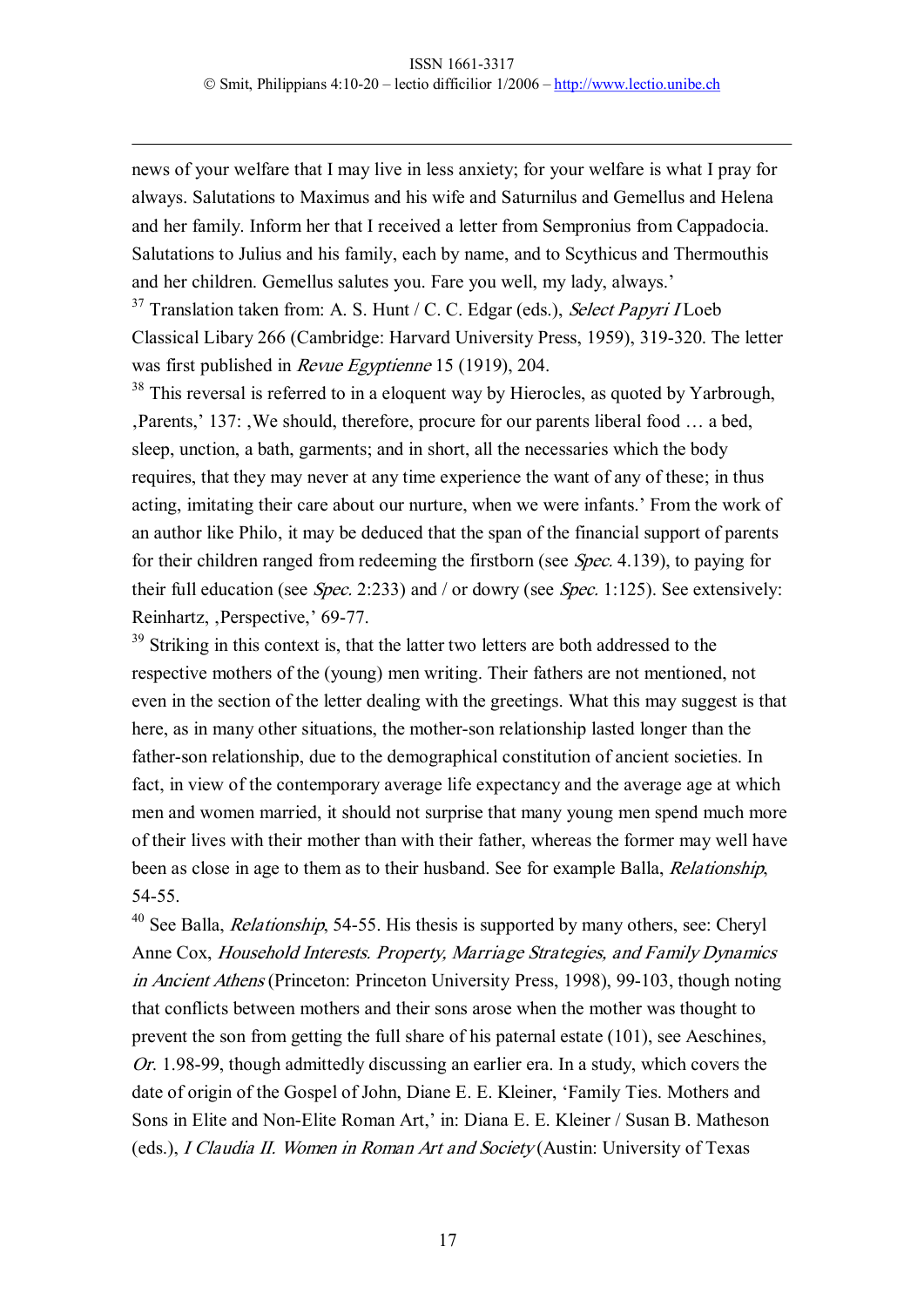news of your welfare that I may live in less anxiety; for your welfare is what I pray for always. Salutations to Maximus and his wife and Saturnilus and Gemellus and Helena and her family. Inform her that I received a letter from Sempronius from Cappadocia. Salutations to Julius and his family, each by name, and to Scythicus and Thermouthis and her children. Gemellus salutes you. Fare you well, my lady, always.'

[37] Translation taken from: A. S. Hunt / C. C. Edgar (eds.), *Select Papyri I* Loeb Classical Libary 266 (Cambridge: Harvard University Press, 1959), 319-320. The letter was first published in *Revue Egyptienne* 15 (1919), 204.

[38] This reversal is referred to in a eloquent way by Hierocles, as quoted by Yarbrough, ‚Parents,' 137: ‚We should, therefore, procure for our parents liberal food … a bed, sleep, unction, a bath, garments; and in short, all the necessaries which the body requires, that they may never at any time experience the want of any of these; in thus acting, imitating their care about our nurture, when we were infants.' From the work of an author like Philo, it may be deduced that the span of the financial support of parents for their children ranged from redeeming the firstborn (see *Spec.* 4.139), to paying for their full education (see *Spec.* 2:233) and / or dowry (see *Spec.* 1:125). See extensively: Reinhartz, ‚Perspective,' 69-77.

[39] Striking in this context is, that the latter two letters are both addressed to the respective mothers of the (young) men writing. Their fathers are not mentioned, not even in the section of the letter dealing with the greetings. What this may suggest is that here, as in many other situations, the mother-son relationship lasted longer than the father-son relationship, due to the demographical constitution of ancient societies. In fact, in view of the contemporary average life expectancy and the average age at which men and women married, it should not surprise that many young men spend much more of their lives with their mother than with their father, whereas the former may well have been as close in age to them as to their husband. See for example Balla, *Relationship*, 54-55.

[40] See Balla, *Relationship*, 54-55. His thesis is supported by many others, see: Cheryl Anne Cox, *Household Interests. Property, Marriage Strategies, and Family Dynamics in Ancient Athens* (Princeton: Princeton University Press, 1998), 99-103, though noting that conflicts between mothers and their sons arose when the mother was thought to prevent the son from getting the full share of his paternal estate (101), see Aeschines, *Or.* 1.98-99, though admittedly discussing an earlier era. In a study, which covers the date of origin of the Gospel of John, Diane E. E. Kleiner, 'Family Ties. Mothers and Sons in Elite and Non-Elite Roman Art,' in: Diana E. E. Kleiner / Susan B. Matheson (eds.), *I Claudia II. Women in Roman Art and Society* (Austin: University of Texas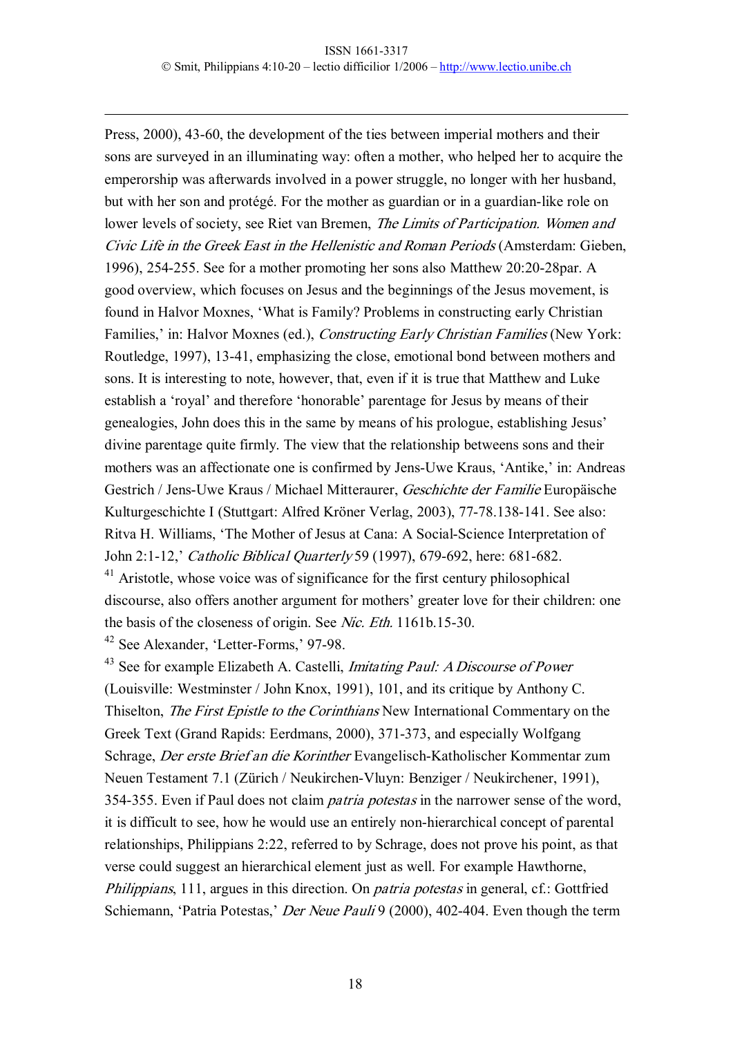Press, 2000), 43-60, the development of the ties between imperial mothers and their sons are surveyed in an illuminating way: often a mother, who helped her to acquire the emperorship was afterwards involved in a power struggle, no longer with her husband, but with her son and protégé. For the mother as guardian or in a guardian-like role on lower levels of society, see Riet van Bremen, *The Limits of Participation. Women and Civic Life in the Greek East in the Hellenistic and Roman Periods* (Amsterdam: Gieben, 1996), 254-255. See for a mother promoting her sons also Matthew 20:20-28par. A good overview, which focuses on Jesus and the beginnings of the Jesus movement, is found in Halvor Moxnes, 'What is Family? Problems in constructing early Christian Families,' in: Halvor Moxnes (ed.), *Constructing Early Christian Families* (New York: Routledge, 1997), 13-41, emphasizing the close, emotional bond between mothers and sons. It is interesting to note, however, that, even if it is true that Matthew and Luke establish a 'royal' and therefore 'honorable' parentage for Jesus by means of their genealogies, John does this in the same by means of his prologue, establishing Jesus' divine parentage quite firmly. The view that the relationship betweens sons and their mothers was an affectionate one is confirmed by Jens-Uwe Kraus, 'Antike,' in: Andreas Gestrich / Jens-Uwe Kraus / Michael Mitterauer, *Geschichte der Familie* Europäische Kulturgeschichte I (Stuttgart: Alfred Kröner Verlag, 2003), 77-78.138-141. See also: Ritva H. Williams, 'The Mother of Jesus at Cana: A Social-Science Interpretation of John 2:1-12,' *Catholic Biblical Quarterly* 59 (1997), 679-692, here: 681-682.

[41] Aristotle, whose voice was of significance for the first century philosophical discourse, also offers another argument for mothers' greater love for their children: one the basis of the closeness of origin. See *Nic. Eth.* 1161b.15-30.

[42] See Alexander, 'Letter-Forms,' 97-98.

[43] See for example Elizabeth A. Castelli, *Imitating Paul: A Discourse of Power* (Louisville: Westminster / John Knox, 1991), 101, and its critique by Anthony C. Thiselton, *The First Epistle to the Corinthians* New International Commentary on the Greek Text (Grand Rapids: Eerdmans, 2000), 371-373, and especially Wolfgang Schrage, *Der erste Brief an die Korinther* Evangelisch-Katholischer Kommentar zum Neuen Testament 7.1 (Zürich / Neukirchen-Vluyn: Benziger / Neukirchener, 1991), 354-355. Even if Paul does not claim *patria potestas* in the narrower sense of the word, it is difficult to see, how he would use an entirely non-hierarchical concept of parental relationships, Philippians 2:22, referred to by Schrage, does not prove his point, as that verse could suggest an hierarchical element just as well. For example Hawthorne, *Philippians*, 111, argues in this direction. On *patria potestas* in general, cf.: Gottfried Schiemann, 'Patria Potestas,' *Der Neue Pauli* 9 (2000), 402-404. Even though the term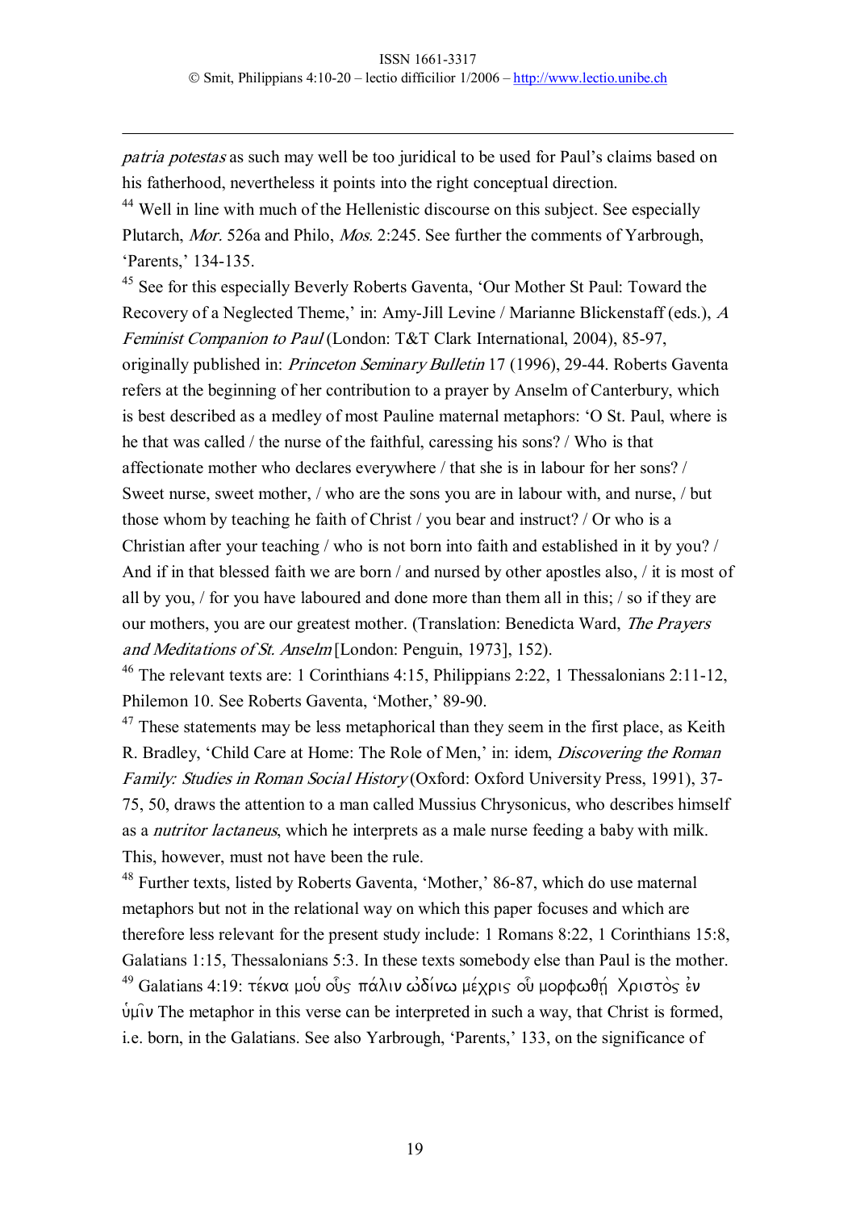*patria potestas* as such may well be too juridical to be used for Paul's claims based on his fatherhood, nevertheless it points into the right conceptual direction.

[44] Well in line with much of the Hellenistic discourse on this subject. See especially Plutarch, *Mor.* 526a and Philo, *Mos.* 2:245. See further the comments of Yarbrough, 'Parents,' 134-135.

[45] See for this especially Beverly Roberts Gaventa, 'Our Mother St Paul: Toward the Recovery of a Neglected Theme,' in: Amy-Jill Levine / Marianne Blickenstaff (eds.), *A Feminist Companion to Paul* (London: T&T Clark International, 2004), 85-97, originally published in: *Princeton Seminary Bulletin* 17 (1996), 29-44. Roberts Gaventa refers at the beginning of her contribution to a prayer by Anselm of Canterbury, which is best described as a medley of most Pauline maternal metaphors: 'O St. Paul, where is he that was called / the nurse of the faithful, caressing his sons? / Who is that affectionate mother who declares everywhere / that she is in labour for her sons? / Sweet nurse, sweet mother, / who are the sons you are in labour with, and nurse, / but those whom by teaching he faith of Christ / you bear and instruct? / Or who is a Christian after your teaching / who is not born into faith and established in it by you? / And if in that blessed faith we are born / and nursed by other apostles also, / it is most of all by you, / for you have laboured and done more than them all in this; / so if they are our mothers, you are our greatest mother. (Translation: Benedicta Ward, *The Prayers and Meditations of St. Anselm* [London: Penguin, 1973], 152).

[46] The relevant texts are: 1 Corinthians 4:15, Philippians 2:22, 1 Thessalonians 2:11-12, Philemon 10. See Roberts Gaventa, 'Mother,' 89-90.

[47] These statements may be less metaphorical than they seem in the first place, as Keith R. Bradley, 'Child Care at Home: The Role of Men,' in: idem, *Discovering the Roman Family: Studies in Roman Social History* (Oxford: Oxford University Press, 1991), 37-75, 50, draws the attention to a man called Mussius Chrysonicus, who describes himself as a *nutritor lactaneus*, which he interprets as a male nurse feeding a baby with milk. This, however, must not have been the rule.

[48] Further texts, listed by Roberts Gaventa, 'Mother,' 86-87, which do use maternal metaphors but not in the relational way on which this paper focuses and which are therefore less relevant for the present study include: 1 Romans 8:22, 1 Corinthians 15:8, Galatians 1:15, Thessalonians 5:3. In these texts somebody else than Paul is the mother.

[49] Galatians 4:19: τέκνα μού οὓς πάλιν ὠδίνω μέχρις οὗ μορφωθῇ Χριστὸς ἐν ὑμῖν The metaphor in this verse can be interpreted in such a way, that Christ is formed, i.e. born, in the Galatians. See also Yarbrough, 'Parents,' 133, on the significance of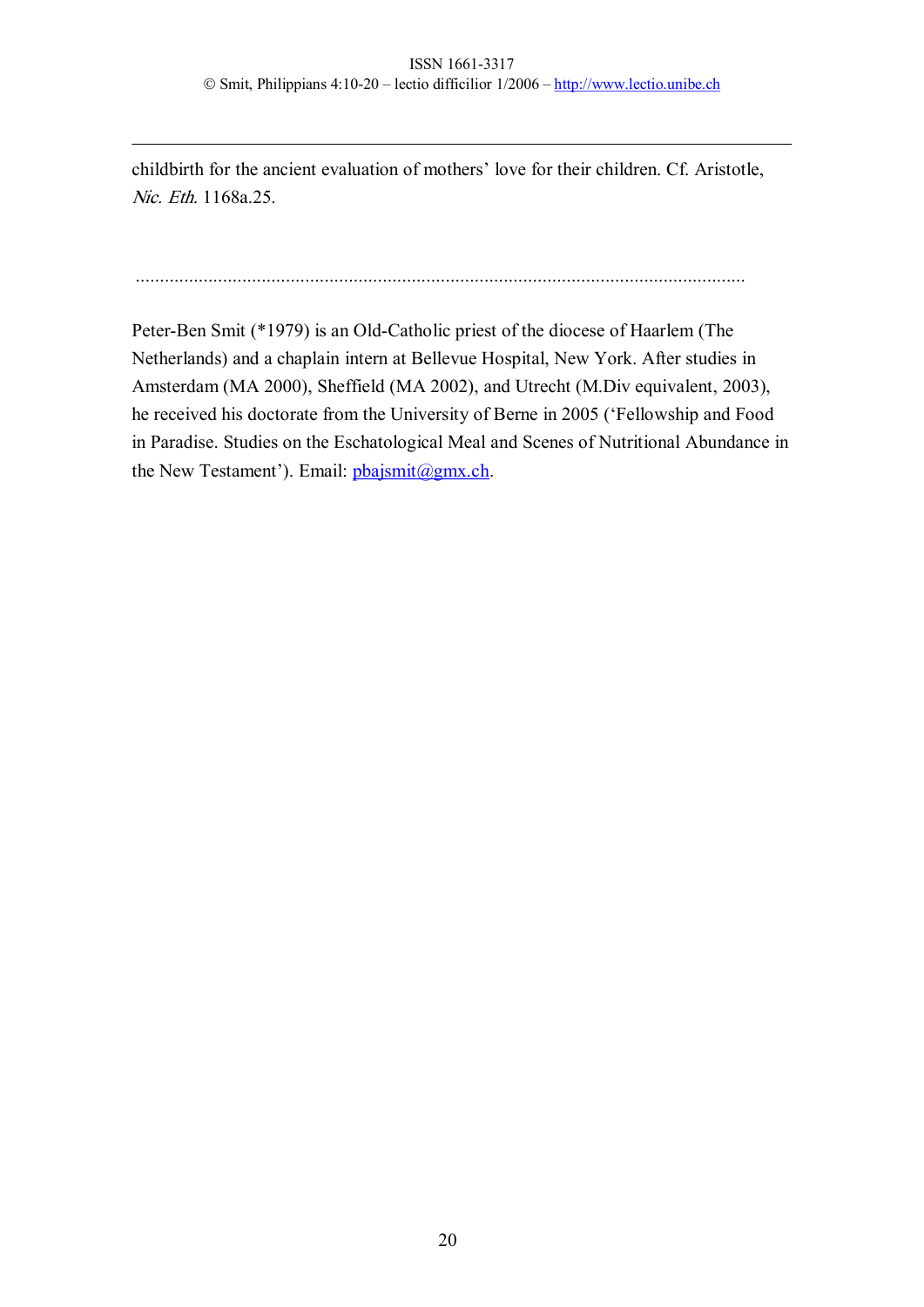childbirth for the ancient evaluation of mothers' love for their children. Cf. Aristotle, *Nic. Eth.* 1168a.25.

................................................................................................................................

Peter-Ben Smit (*1979) is an Old-Catholic priest of the diocese of Haarlem (The Netherlands) and a chaplain intern at Bellevue Hospital, New York. After studies in Amsterdam (MA 2000), Sheffield (MA 2002), and Utrecht (M.Div equivalent, 2003), he received his doctorate from the University of Berne in 2005 ('Fellowship and Food in Paradise. Studies on the Eschatological Meal and Scenes of Nutritional Abundance in the New Testament'). Email: pbajsmit@gmx.ch.